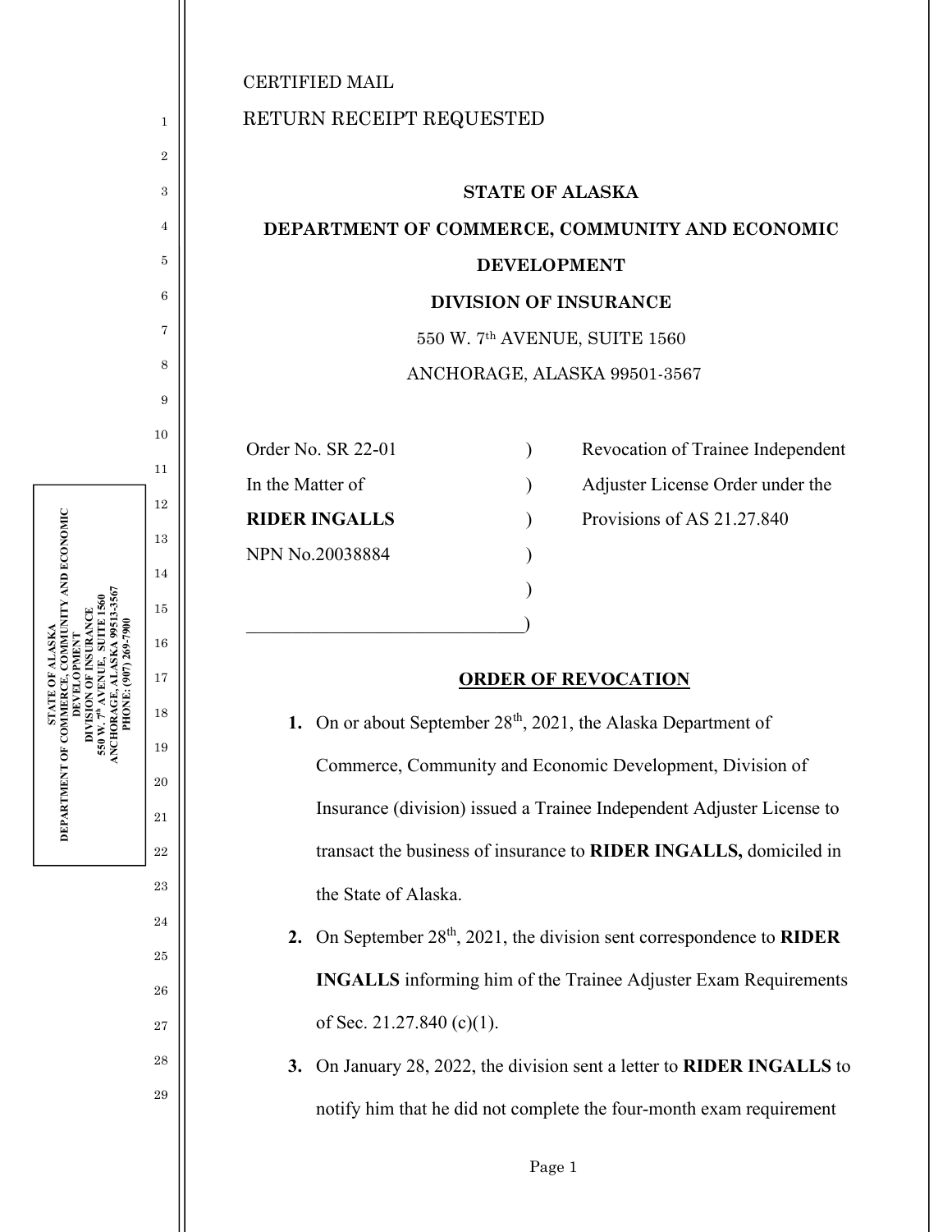CERTIFIED MAIL

RETURN RECEIPT REQUESTED

**STATE OF ALASKA**

**DEPARTMENT OF COMMERCE, COMMUNITY AND ECONOMIC DEVELOPMENT**

**DIVISION OF INSURANCE**

550 W. 7th AVENUE, SUITE 1560

ANCHORAGE, ALASKA 99501-3567

| | | |
|---|---|---|
| Order No. SR 22-01 | ) | Revocation of Trainee Independent |
| In the Matter of | ) | Adjuster License Order under the |
| **RIDER INGALLS** | ) | Provisions of AS 21.27.840 |
| NPN No.20038884 | ) | |
| | ) | |
| | ) | |

## ORDER OF REVOCATION

1. On or about September 28th, 2021, the Alaska Department of Commerce, Community and Economic Development, Division of Insurance (division) issued a Trainee Independent Adjuster License to transact the business of insurance to **RIDER INGALLS,** domiciled in the State of Alaska.

2. On September 28th, 2021, the division sent correspondence to **RIDER INGALLS** informing him of the Trainee Adjuster Exam Requirements of Sec. 21.27.840 (c)(1).

3. On January 28, 2022, the division sent a letter to **RIDER INGALLS** to notify him that he did not complete the four-month exam requirement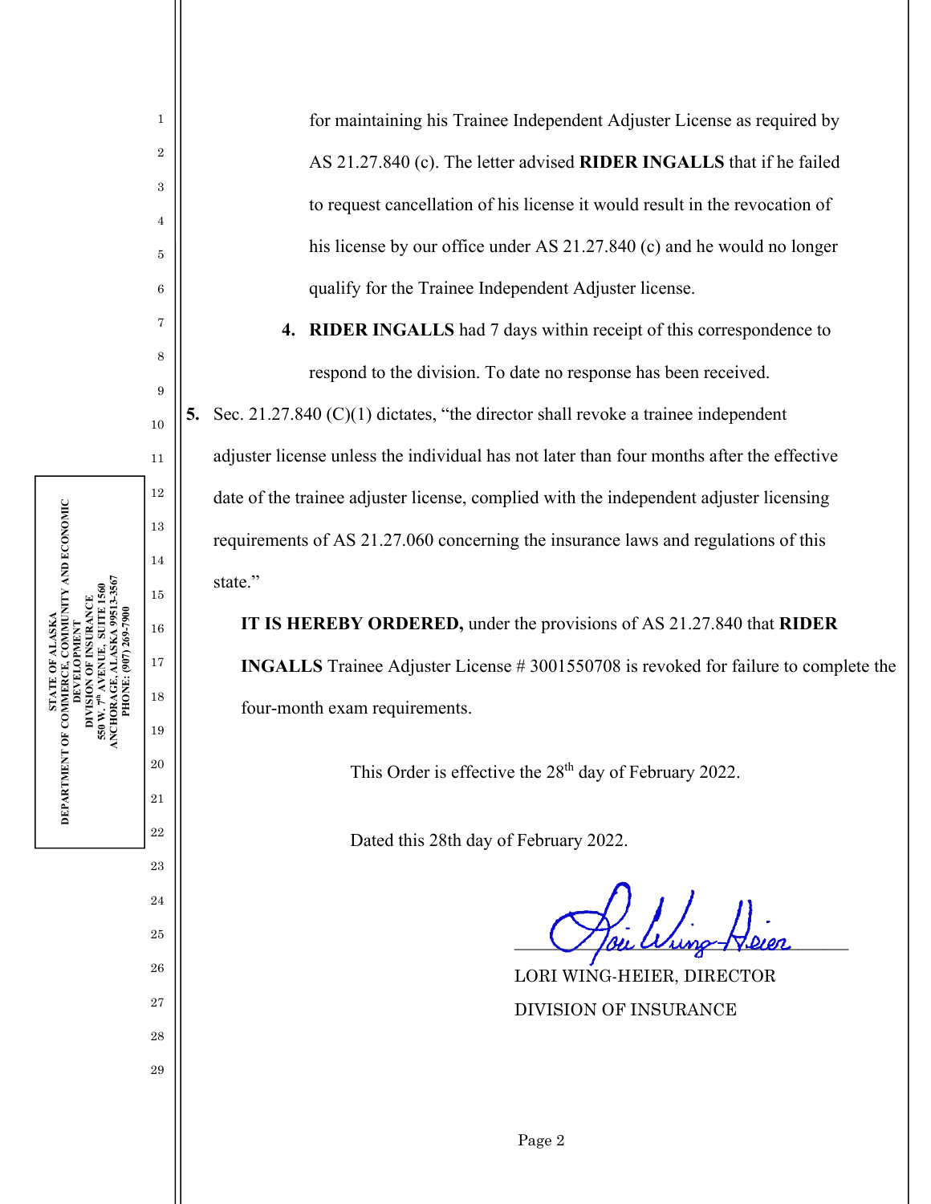for maintaining his Trainee Independent Adjuster License as required by AS 21.27.840 (c). The letter advised **RIDER INGALLS** that if he failed to request cancellation of his license it would result in the revocation of his license by our office under AS 21.27.840 (c) and he would no longer qualify for the Trainee Independent Adjuster license.

4. **RIDER INGALLS** had 7 days within receipt of this correspondence to respond to the division. To date no response has been received.

5. Sec. 21.27.840 (C)(1) dictates, "the director shall revoke a trainee independent adjuster license unless the individual has not later than four months after the effective date of the trainee adjuster license, complied with the independent adjuster licensing requirements of AS 21.27.060 concerning the insurance laws and regulations of this state."

**IT IS HEREBY ORDERED,** under the provisions of AS 21.27.840 that **RIDER INGALLS** Trainee Adjuster License # 3001550708 is revoked for failure to complete the four-month exam requirements.

This Order is effective the 28th day of February 2022.

Dated this 28th day of February 2022.

LORI WING-HEIER, DIRECTOR
DIVISION OF INSURANCE

STATE OF ALASKA
DEPARTMENT OF COMMERCE, COMMUNITY AND ECONOMIC DEVELOPMENT
DIVISION OF INSURANCE
550 W. 7th AVENUE, SUITE 1560
ANCHORAGE, ALASKA 99513-3567
PHONE: (907) 269-7900